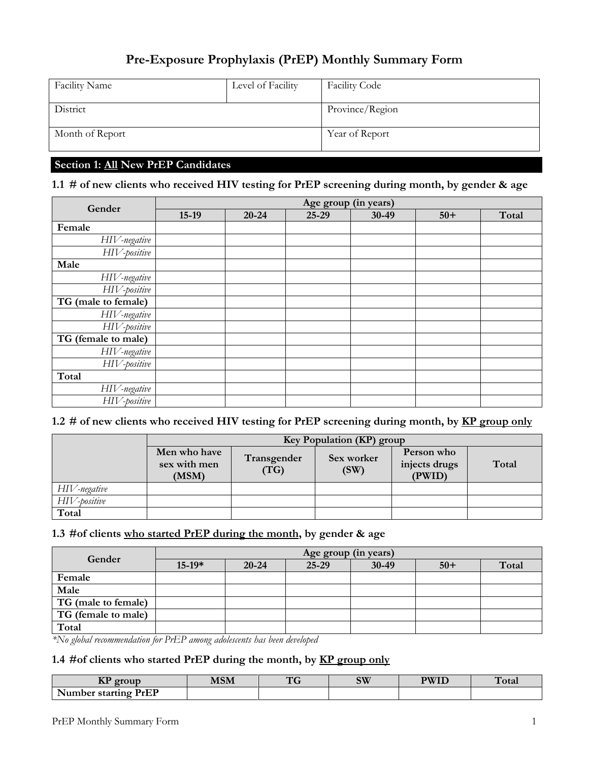# Pre-Exposure Prophylaxis (PrEP) Monthly Summary Form

| Facility Name | Level of Facility | Facility Code |
|---|---|---|
| District | | Province/Region |
| Month of Report | | Year of Report |

## Section 1: <u>All</u> New PrEP Candidates

### 1.1 # of new clients who received HIV testing for PrEP screening during month, by gender & age

| Gender | Age group (in years) | | | | | |
|---|---|---|---|---|---|---|
| | 15-19 | 20-24 | 25-29 | 30-49 | 50+ | Total |
| **Female** | | | | | | |
| *HIV-negative* | | | | | | |
| *HIV-positive* | | | | | | |
| **Male** | | | | | | |
| *HIV-negative* | | | | | | |
| *HIV-positive* | | | | | | |
| **TG (male to female)** | | | | | | |
| *HIV-negative* | | | | | | |
| *HIV-positive* | | | | | | |
| **TG (female to male)** | | | | | | |
| *HIV-negative* | | | | | | |
| *HIV-positive* | | | | | | |
| **Total** | | | | | | |
| *HIV-negative* | | | | | | |
| *HIV-positive* | | | | | | |

### 1.2 # of new clients who received HIV testing for PrEP screening during month, by <u>KP group only</u>

| | Key Population (KP) group | | | | |
|---|---|---|---|---|---|
| | Men who have sex with men (MSM) | Transgender (TG) | Sex worker (SW) | Person who injects drugs (PWID) | Total |
| *HIV-negative* | | | | | |
| *HIV-positive* | | | | | |
| **Total** | | | | | |

### 1.3 #of clients <u>who started PrEP during the month</u>, by gender & age

| Gender | Age group (in years) | | | | | |
|---|---|---|---|---|---|---|
| | 15-19* | 20-24 | 25-29 | 30-49 | 50+ | Total |
| **Female** | | | | | | |
| **Male** | | | | | | |
| **TG (male to female)** | | | | | | |
| **TG (female to male)** | | | | | | |
| **Total** | | | | | | |

*\*No global recommendation for PrEP among adolescents has been developed*

### 1.4 #of clients who started PrEP during the month, by <u>KP group only</u>

| KP group | MSM | TG | SW | PWID | Total |
|---|---|---|---|---|---|
| **Number starting PrEP** | | | | | |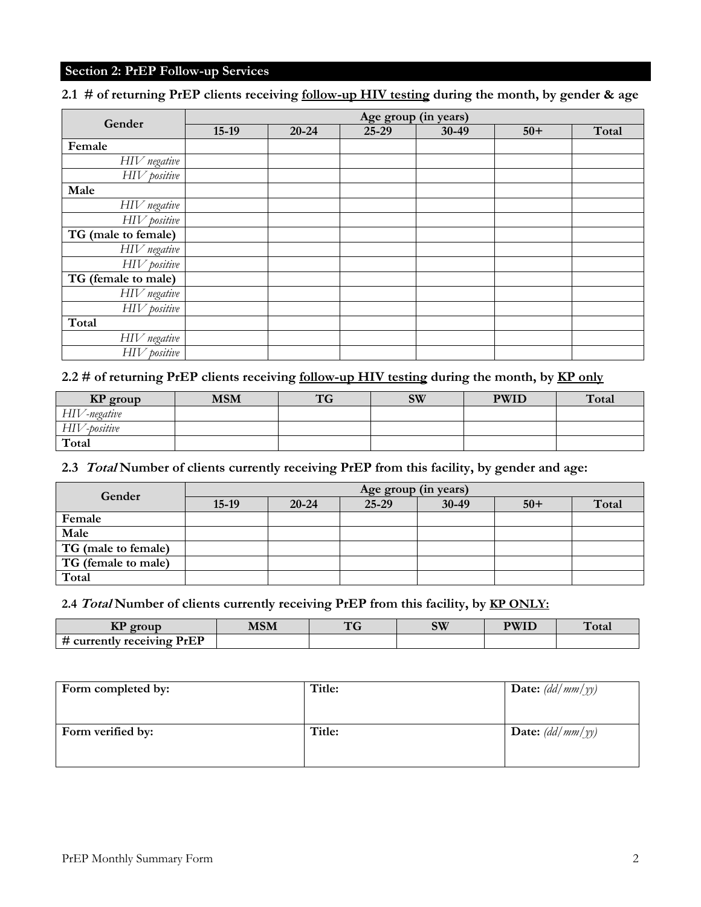## Section 2: PrEP Follow-up Services

### 2.1 # of returning PrEP clients receiving <u>follow-up HIV testing</u> during the month, by gender & age

| Gender | Age group (in years) | | | | | |
|---|---|---|---|---|---|---|
| | 15-19 | 20-24 | 25-29 | 30-49 | 50+ | Total |
| **Female** | | | | | | |
| *HIV negative* | | | | | | |
| *HIV positive* | | | | | | |
| **Male** | | | | | | |
| *HIV negative* | | | | | | |
| *HIV positive* | | | | | | |
| **TG (male to female)** | | | | | | |
| *HIV negative* | | | | | | |
| *HIV positive* | | | | | | |
| **TG (female to male)** | | | | | | |
| *HIV negative* | | | | | | |
| *HIV positive* | | | | | | |
| **Total** | | | | | | |
| *HIV negative* | | | | | | |
| *HIV positive* | | | | | | |

### 2.2 # of returning PrEP clients receiving <u>follow-up HIV testing</u> during the month, by <u>KP only</u>

| KP group | MSM | TG | SW | PWID | Total |
|---|---|---|---|---|---|
| *HIV-negative* | | | | | |
| *HIV-positive* | | | | | |
| **Total** | | | | | |

### 2.3 *Total* Number of clients currently receiving PrEP from this facility, by gender and age:

| Gender | Age group (in years) | | | | | |
|---|---|---|---|---|---|---|
| | 15-19 | 20-24 | 25-29 | 30-49 | 50+ | Total |
| **Female** | | | | | | |
| **Male** | | | | | | |
| **TG (male to female)** | | | | | | |
| **TG (female to male)** | | | | | | |
| **Total** | | | | | | |

### 2.4 *Total* Number of clients currently receiving PrEP from this facility, by <u>KP ONLY:</u>

| KP group | MSM | TG | SW | PWID | Total |
|---|---|---|---|---|---|
| **# currently receiving PrEP** | | | | | |

| | | |
|---|---|---|
| **Form completed by:** | **Title:** | **Date:** *(dd/mm/yy)* |
| **Form verified by:** | **Title:** | **Date:** *(dd/mm/yy)* |